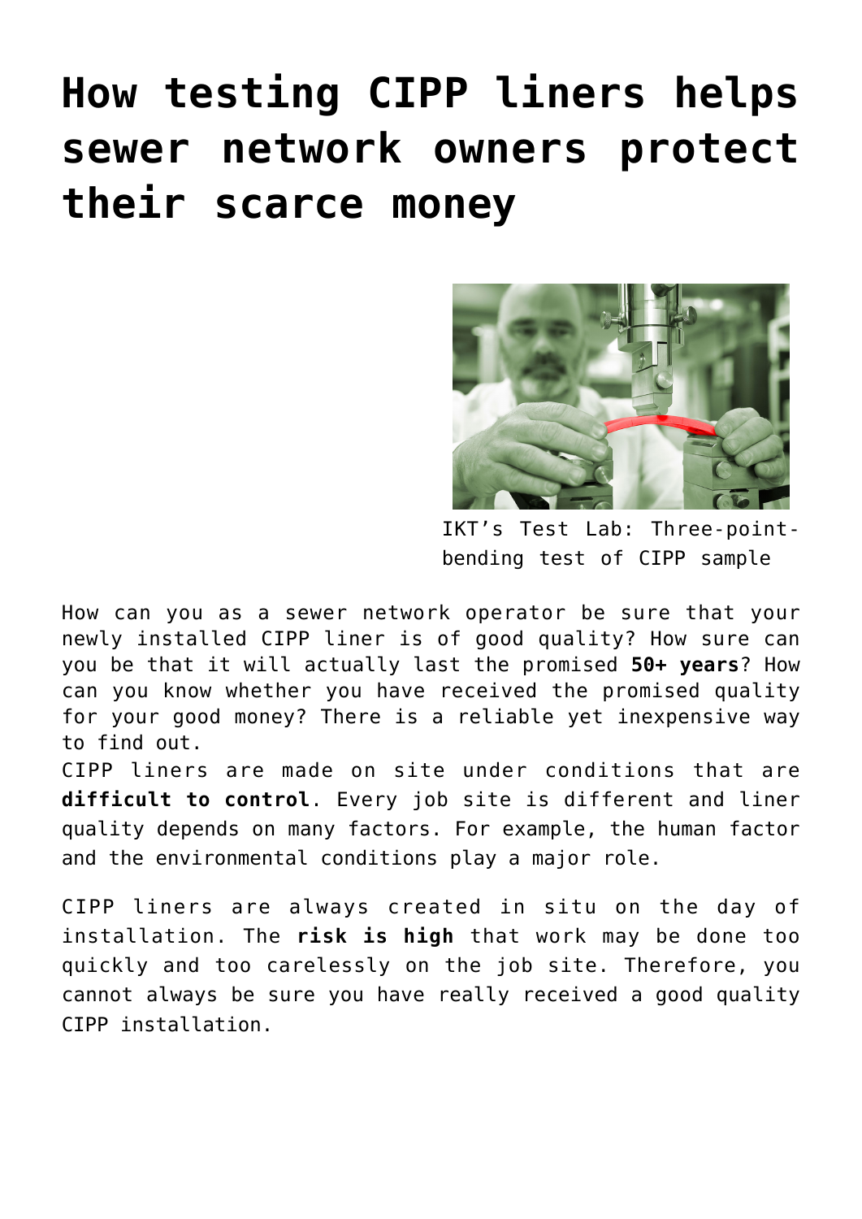# How testing CIPP liners helps sewer network owners protect their scarce money

IKT's Test Lab: Three-point-bending test of CIPP sample

How can you as a sewer network operator be sure that your newly installed CIPP liner is of good quality? How sure can you be that it will actually last the promised **50+ years**? How can you know whether you have received the promised quality for your good money? There is a reliable yet inexpensive way to find out.

CIPP liners are made on site under conditions that are **difficult to control**. Every job site is different and liner quality depends on many factors. For example, the human factor and the environmental conditions play a major role.

CIPP liners are always created in situ on the day of installation. The **risk is high** that work may be done too quickly and too carelessly on the job site. Therefore, you cannot always be sure you have really received a good quality CIPP installation.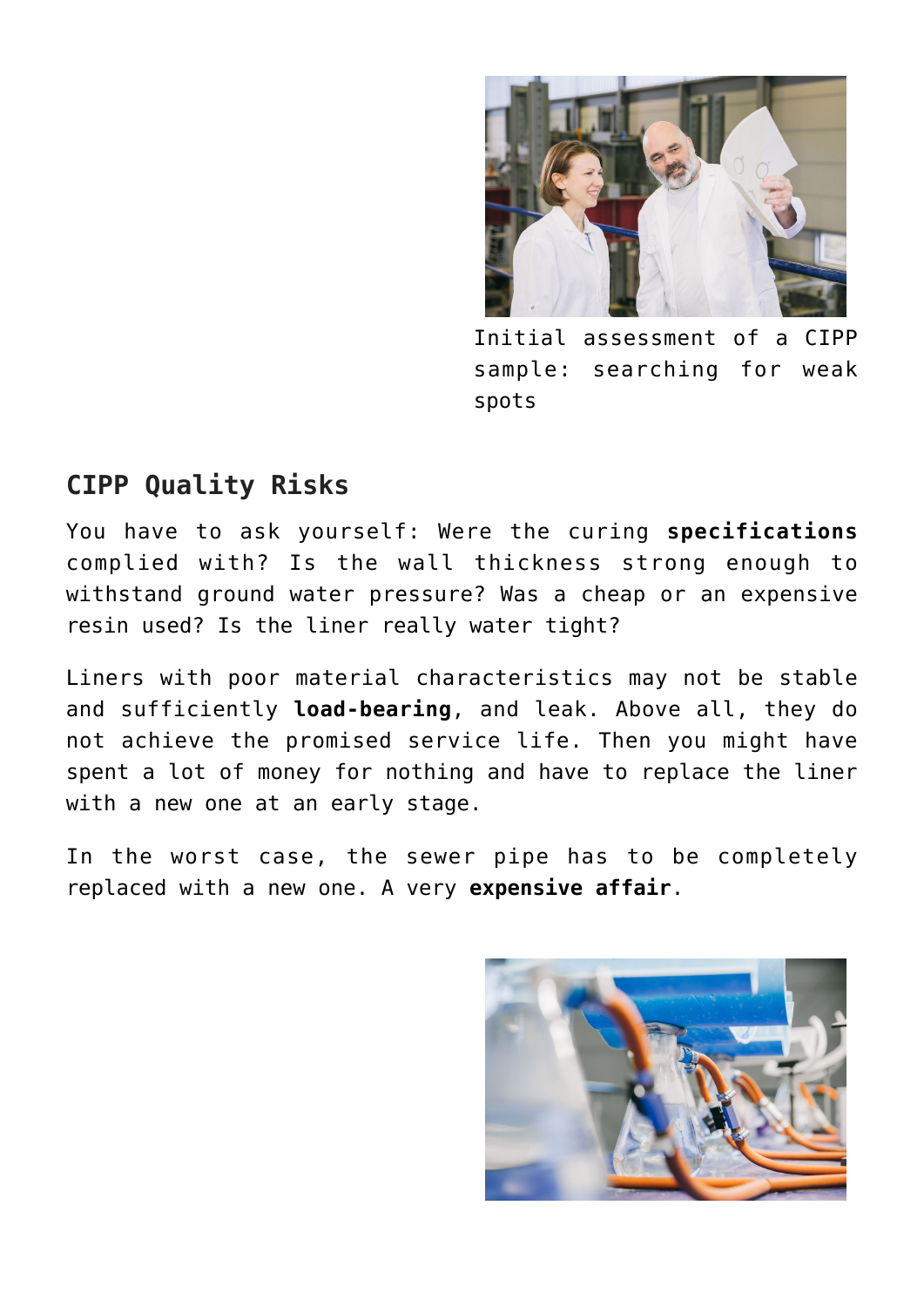Initial assessment of a CIPP sample: searching for weak spots

## CIPP Quality Risks

You have to ask yourself: Were the curing **specifications** complied with? Is the wall thickness strong enough to withstand ground water pressure? Was a cheap or an expensive resin used? Is the liner really water tight?

Liners with poor material characteristics may not be stable and sufficiently **load-bearing**, and leak. Above all, they do not achieve the promised service life. Then you might have spent a lot of money for nothing and have to replace the liner with a new one at an early stage.

In the worst case, the sewer pipe has to be completely replaced with a new one. A very **expensive affair**.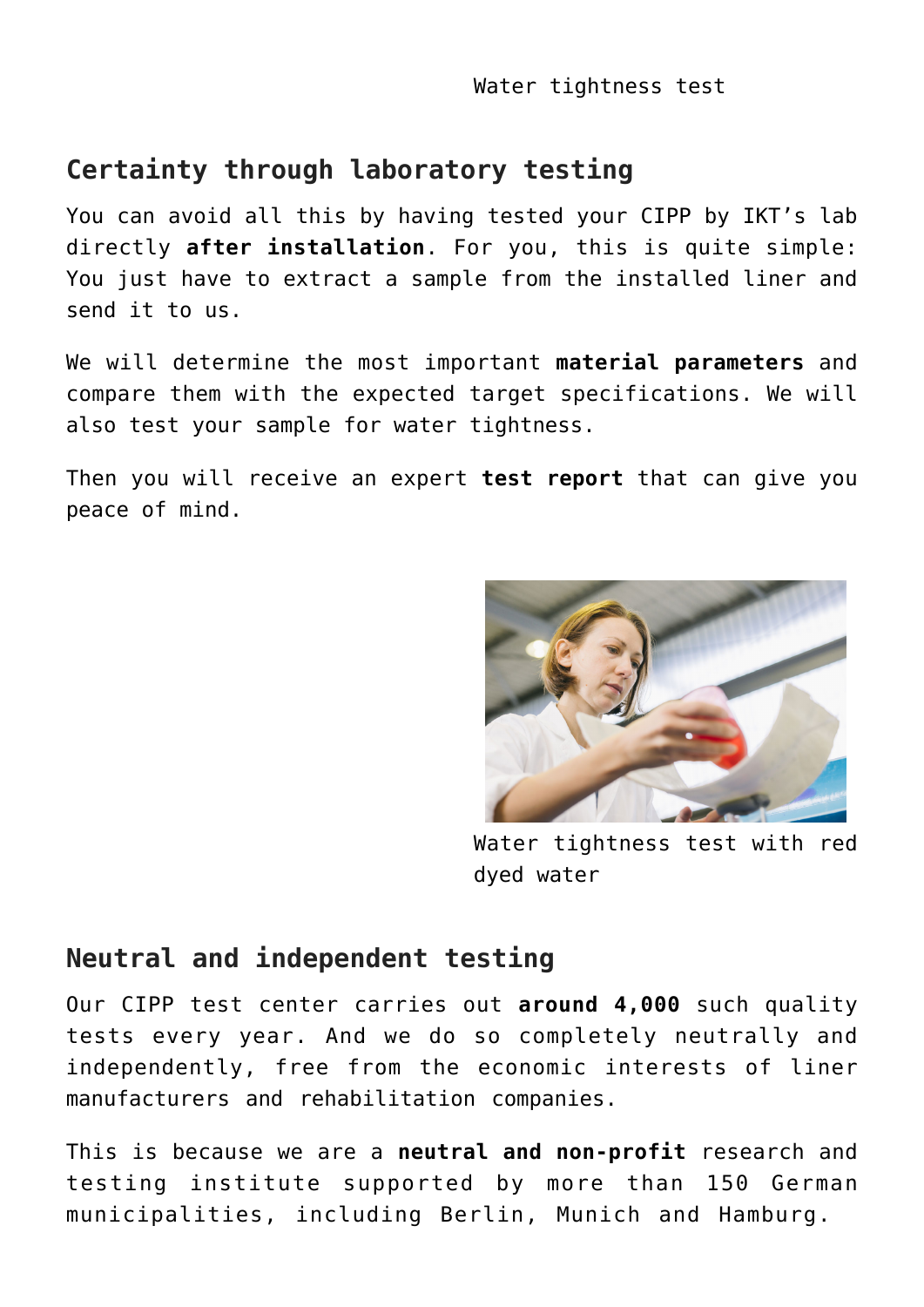Water tightness test

## Certainty through laboratory testing

You can avoid all this by having tested your CIPP by IKT's lab directly **after installation**. For you, this is quite simple: You just have to extract a sample from the installed liner and send it to us.

We will determine the most important **material parameters** and compare them with the expected target specifications. We will also test your sample for water tightness.

Then you will receive an expert **test report** that can give you peace of mind.

Water tightness test with red dyed water

## Neutral and independent testing

Our CIPP test center carries out **around 4,000** such quality tests every year. And we do so completely neutrally and independently, free from the economic interests of liner manufacturers and rehabilitation companies.

This is because we are a **neutral and non-profit** research and testing institute supported by more than 150 German municipalities, including Berlin, Munich and Hamburg.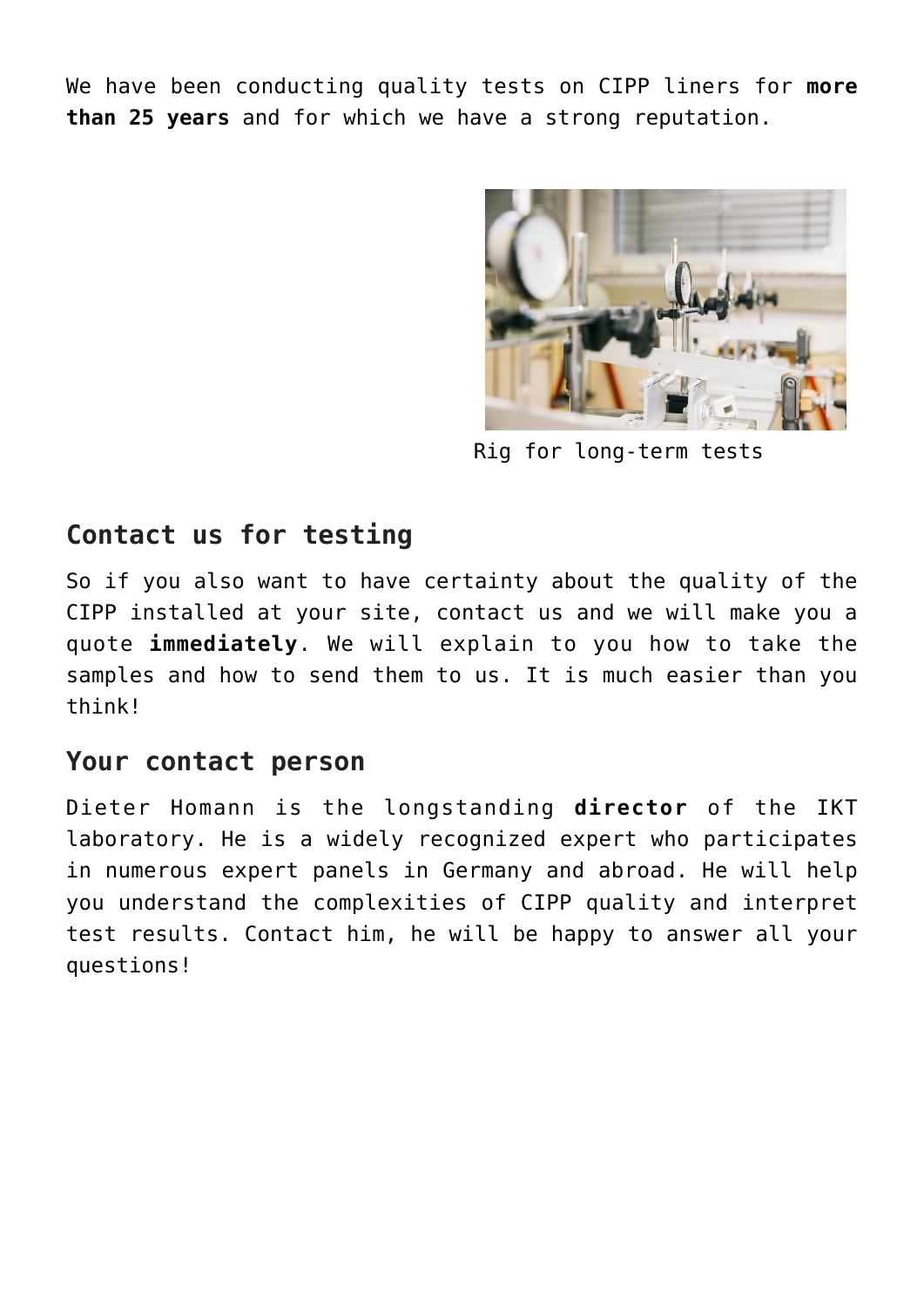We have been conducting quality tests on CIPP liners for **more than 25 years** and for which we have a strong reputation.

Rig for long-term tests

## Contact us for testing

So if you also want to have certainty about the quality of the CIPP installed at your site, contact us and we will make you a quote **immediately**. We will explain to you how to take the samples and how to send them to us. It is much easier than you think!

## Your contact person

Dieter Homann is the longstanding **director** of the IKT laboratory. He is a widely recognized expert who participates in numerous expert panels in Germany and abroad. He will help you understand the complexities of CIPP quality and interpret test results. Contact him, he will be happy to answer all your questions!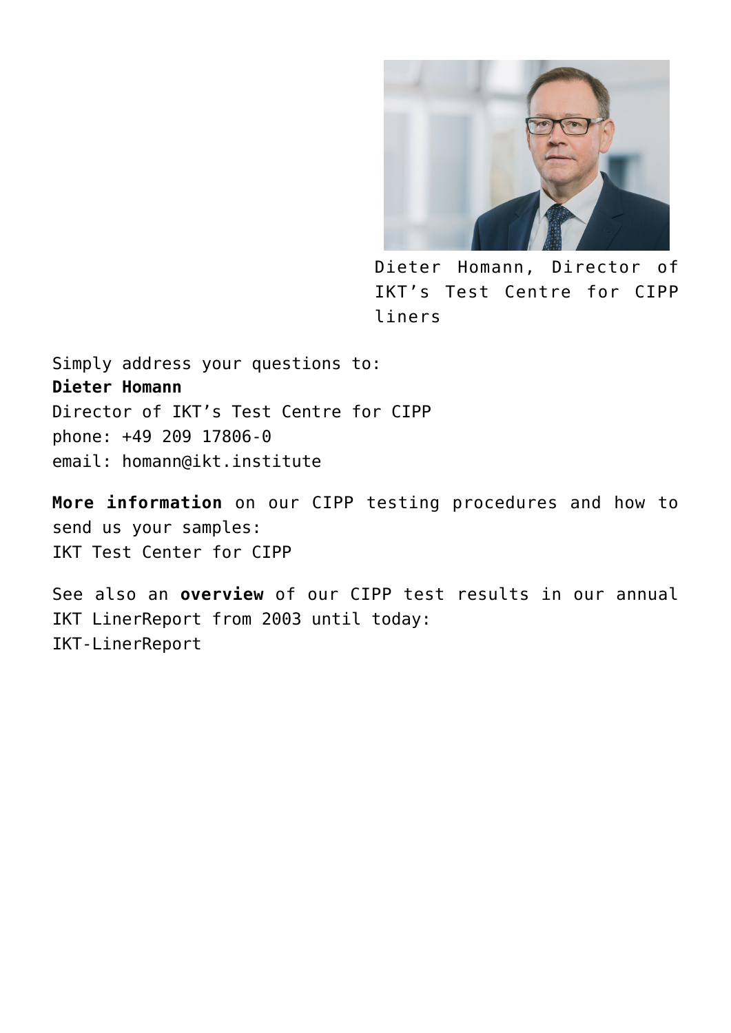Dieter Homann, Director of IKT's Test Centre for CIPP liners

Simply address your questions to:
**Dieter Homann**
Director of IKT's Test Centre for CIPP
phone: +49 209 17806-0
email: homann@ikt.institute

**More information** on our CIPP testing procedures and how to send us your samples:
IKT Test Center for CIPP

See also an **overview** of our CIPP test results in our annual IKT LinerReport from 2003 until today:
IKT-LinerReport